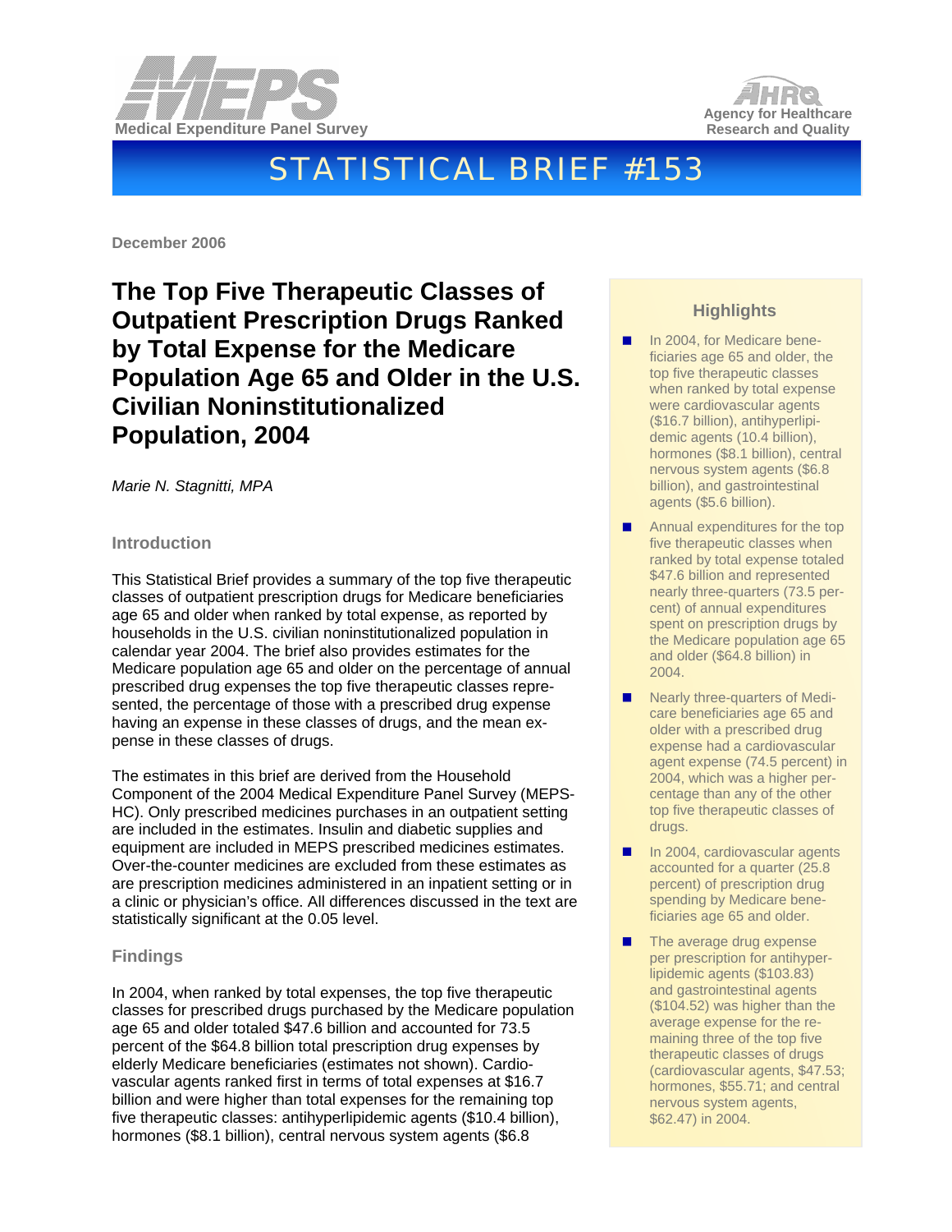Medical Expenditure Panel Survey

Agency for Healthcare Research and Quality

# STATISTICAL BRIEF #153

December 2006

# The Top Five Therapeutic Classes of Outpatient Prescription Drugs Ranked by Total Expense for the Medicare Population Age 65 and Older in the U.S. Civilian Noninstitutionalized Population, 2004

*Marie N. Stagnitti, MPA*

## Introduction

This Statistical Brief provides a summary of the top five therapeutic classes of outpatient prescription drugs for Medicare beneficiaries age 65 and older when ranked by total expense, as reported by households in the U.S. civilian noninstitutionalized population in calendar year 2004. The brief also provides estimates for the Medicare population age 65 and older on the percentage of annual prescribed drug expenses the top five therapeutic classes represented, the percentage of those with a prescribed drug expense having an expense in these classes of drugs, and the mean expense in these classes of drugs.

The estimates in this brief are derived from the Household Component of the 2004 Medical Expenditure Panel Survey (MEPS-HC). Only prescribed medicines purchases in an outpatient setting are included in the estimates. Insulin and diabetic supplies and equipment are included in MEPS prescribed medicines estimates. Over-the-counter medicines are excluded from these estimates as are prescription medicines administered in an inpatient setting or in a clinic or physician's office. All differences discussed in the text are statistically significant at the 0.05 level.

## Findings

In 2004, when ranked by total expenses, the top five therapeutic classes for prescribed drugs purchased by the Medicare population age 65 and older totaled $47.6 billion and accounted for 73.5 percent of the $64.8 billion total prescription drug expenses by elderly Medicare beneficiaries (estimates not shown). Cardiovascular agents ranked first in terms of total expenses at $16.7 billion and were higher than total expenses for the remaining top five therapeutic classes: antihyperlipidemic agents ($10.4 billion), hormones ($8.1 billion), central nervous system agents ($6.8

### Highlights

- In 2004, for Medicare beneficiaries age 65 and older, the top five therapeutic classes when ranked by total expense were cardiovascular agents ($16.7 billion), antihyperlipidemic agents (10.4 billion), hormones ($8.1 billion), central nervous system agents ($6.8 billion), and gastrointestinal agents ($5.6 billion).
- Annual expenditures for the top five therapeutic classes when ranked by total expense totaled $47.6 billion and represented nearly three-quarters (73.5 percent) of annual expenditures spent on prescription drugs by the Medicare population age 65 and older ($64.8 billion) in 2004.
- Nearly three-quarters of Medicare beneficiaries age 65 and older with a prescribed drug expense had a cardiovascular agent expense (74.5 percent) in 2004, which was a higher percentage than any of the other top five therapeutic classes of drugs.
- In 2004, cardiovascular agents accounted for a quarter (25.8 percent) of prescription drug spending by Medicare beneficiaries age 65 and older.
- The average drug expense per prescription for antihyperlipidemic agents ($103.83) and gastrointestinal agents ($104.52) was higher than the average expense for the remaining three of the top five therapeutic classes of drugs (cardiovascular agents, $47.53; hormones, $55.71; and central nervous system agents, $62.47) in 2004.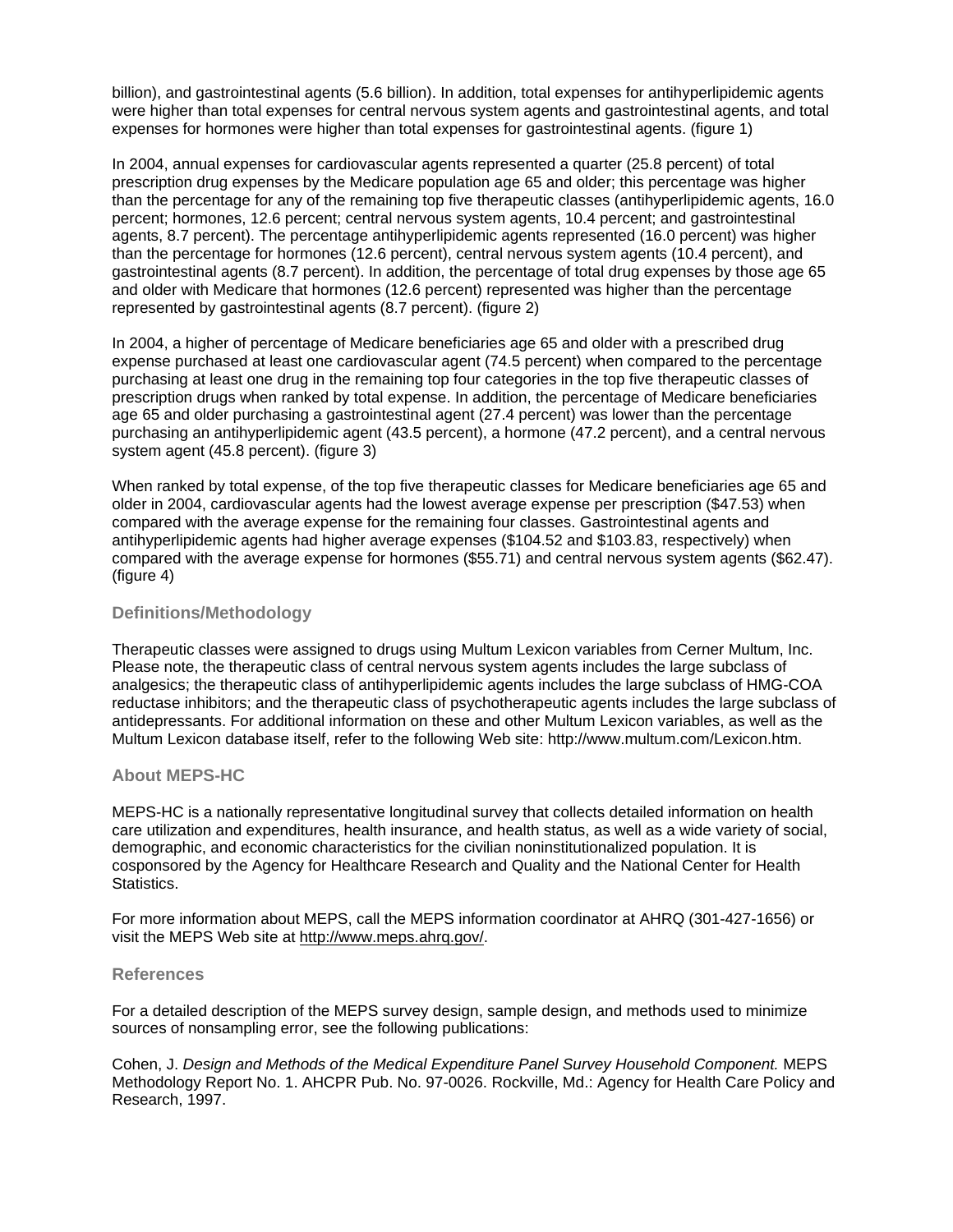billion), and gastrointestinal agents (5.6 billion). In addition, total expenses for antihyperlipidemic agents were higher than total expenses for central nervous system agents and gastrointestinal agents, and total expenses for hormones were higher than total expenses for gastrointestinal agents. (figure 1)

In 2004, annual expenses for cardiovascular agents represented a quarter (25.8 percent) of total prescription drug expenses by the Medicare population age 65 and older; this percentage was higher than the percentage for any of the remaining top five therapeutic classes (antihyperlipidemic agents, 16.0 percent; hormones, 12.6 percent; central nervous system agents, 10.4 percent; and gastrointestinal agents, 8.7 percent). The percentage antihyperlipidemic agents represented (16.0 percent) was higher than the percentage for hormones (12.6 percent), central nervous system agents (10.4 percent), and gastrointestinal agents (8.7 percent). In addition, the percentage of total drug expenses by those age 65 and older with Medicare that hormones (12.6 percent) represented was higher than the percentage represented by gastrointestinal agents (8.7 percent). (figure 2)

In 2004, a higher of percentage of Medicare beneficiaries age 65 and older with a prescribed drug expense purchased at least one cardiovascular agent (74.5 percent) when compared to the percentage purchasing at least one drug in the remaining top four categories in the top five therapeutic classes of prescription drugs when ranked by total expense. In addition, the percentage of Medicare beneficiaries age 65 and older purchasing a gastrointestinal agent (27.4 percent) was lower than the percentage purchasing an antihyperlipidemic agent (43.5 percent), a hormone (47.2 percent), and a central nervous system agent (45.8 percent). (figure 3)

When ranked by total expense, of the top five therapeutic classes for Medicare beneficiaries age 65 and older in 2004, cardiovascular agents had the lowest average expense per prescription ($47.53) when compared with the average expense for the remaining four classes. Gastrointestinal agents and antihyperlipidemic agents had higher average expenses ($104.52 and $103.83, respectively) when compared with the average expense for hormones ($55.71) and central nervous system agents ($62.47). (figure 4)

### Definitions/Methodology

Therapeutic classes were assigned to drugs using Multum Lexicon variables from Cerner Multum, Inc. Please note, the therapeutic class of central nervous system agents includes the large subclass of analgesics; the therapeutic class of antihyperlipidemic agents includes the large subclass of HMG-COA reductase inhibitors; and the therapeutic class of psychotherapeutic agents includes the large subclass of antidepressants. For additional information on these and other Multum Lexicon variables, as well as the Multum Lexicon database itself, refer to the following Web site: http://www.multum.com/Lexicon.htm.

### About MEPS-HC

MEPS-HC is a nationally representative longitudinal survey that collects detailed information on health care utilization and expenditures, health insurance, and health status, as well as a wide variety of social, demographic, and economic characteristics for the civilian noninstitutionalized population. It is cosponsored by the Agency for Healthcare Research and Quality and the National Center for Health Statistics.

For more information about MEPS, call the MEPS information coordinator at AHRQ (301-427-1656) or visit the MEPS Web site at http://www.meps.ahrq.gov/.

### References

For a detailed description of the MEPS survey design, sample design, and methods used to minimize sources of nonsampling error, see the following publications:

Cohen, J. *Design and Methods of the Medical Expenditure Panel Survey Household Component.* MEPS Methodology Report No. 1. AHCPR Pub. No. 97-0026. Rockville, Md.: Agency for Health Care Policy and Research, 1997.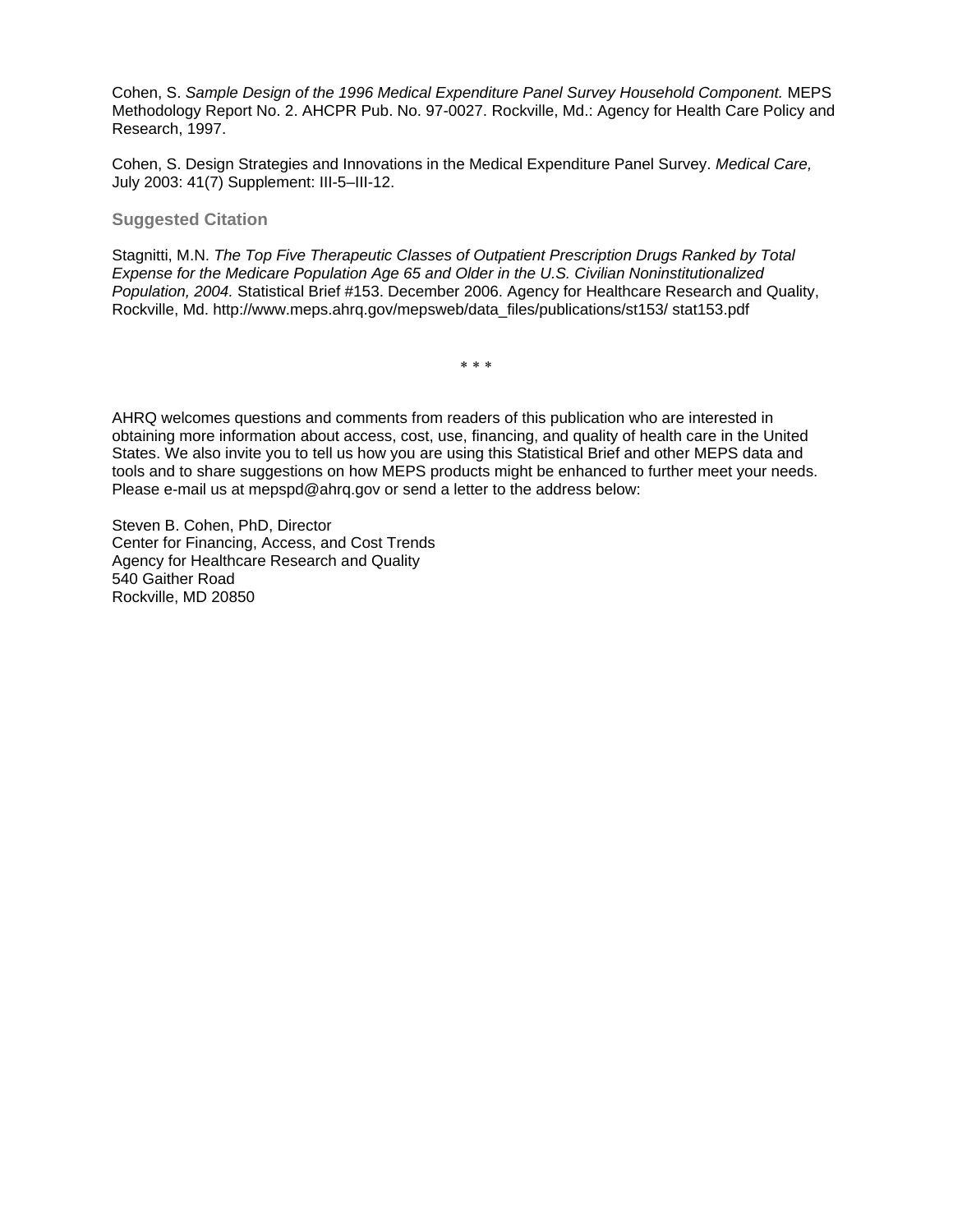Cohen, S. *Sample Design of the 1996 Medical Expenditure Panel Survey Household Component.* MEPS Methodology Report No. 2. AHCPR Pub. No. 97-0027. Rockville, Md.: Agency for Health Care Policy and Research, 1997.

Cohen, S. Design Strategies and Innovations in the Medical Expenditure Panel Survey. *Medical Care,* July 2003: 41(7) Supplement: III-5–III-12.

### Suggested Citation

Stagnitti, M.N. *The Top Five Therapeutic Classes of Outpatient Prescription Drugs Ranked by Total Expense for the Medicare Population Age 65 and Older in the U.S. Civilian Noninstitutionalized Population, 2004.* Statistical Brief #153. December 2006. Agency for Healthcare Research and Quality, Rockville, Md. http://www.meps.ahrq.gov/mepsweb/data_files/publications/st153/ stat153.pdf

\* \* \*

AHRQ welcomes questions and comments from readers of this publication who are interested in obtaining more information about access, cost, use, financing, and quality of health care in the United States. We also invite you to tell us how you are using this Statistical Brief and other MEPS data and tools and to share suggestions on how MEPS products might be enhanced to further meet your needs. Please e-mail us at mepspd@ahrq.gov or send a letter to the address below:

Steven B. Cohen, PhD, Director
Center for Financing, Access, and Cost Trends
Agency for Healthcare Research and Quality
540 Gaither Road
Rockville, MD 20850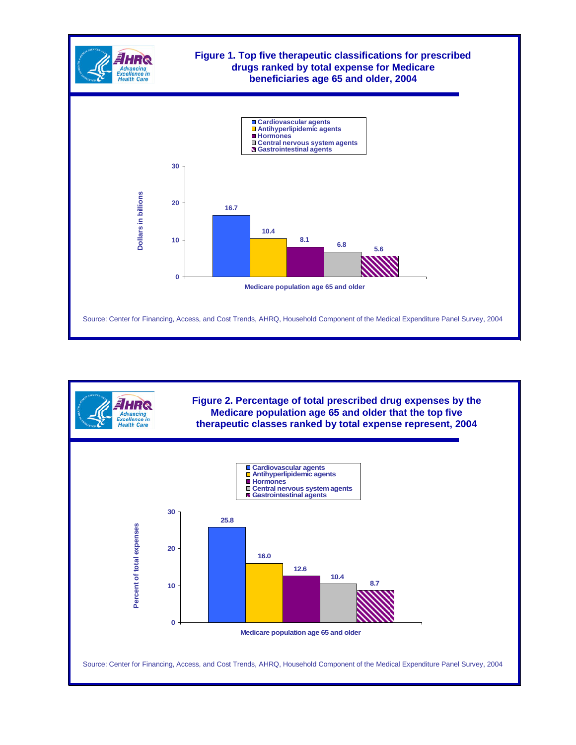# Figure 1. Top five therapeutic classifications for prescribed drugs ranked by total expense for Medicare beneficiaries age 65 and older, 2004

Dollars in billions — Medicare population age 65 and older

| Therapeutic classification | Dollars in billions |
|---|---|
| Cardiovascular agents | 16.7 |
| Antihyperlipidemic agents | 10.4 |
| Hormones | 8.1 |
| Central nervous system agents | 6.8 |
| Gastrointestinal agents | 5.6 |

Source: Center for Financing, Access, and Cost Trends, AHRQ, Household Component of the Medical Expenditure Panel Survey, 2004

# Figure 2. Percentage of total prescribed drug expenses by the Medicare population age 65 and older that the top five therapeutic classes ranked by total expense represent, 2004

Percent of total expenses — Medicare population age 65 and older

| Therapeutic classification | Percent of total expenses |
|---|---|
| Cardiovascular agents | 25.8 |
| Antihyperlipidemic agents | 16.0 |
| Hormones | 12.6 |
| Central nervous system agents | 10.4 |
| Gastrointestinal agents | 8.7 |

Source: Center for Financing, Access, and Cost Trends, AHRQ, Household Component of the Medical Expenditure Panel Survey, 2004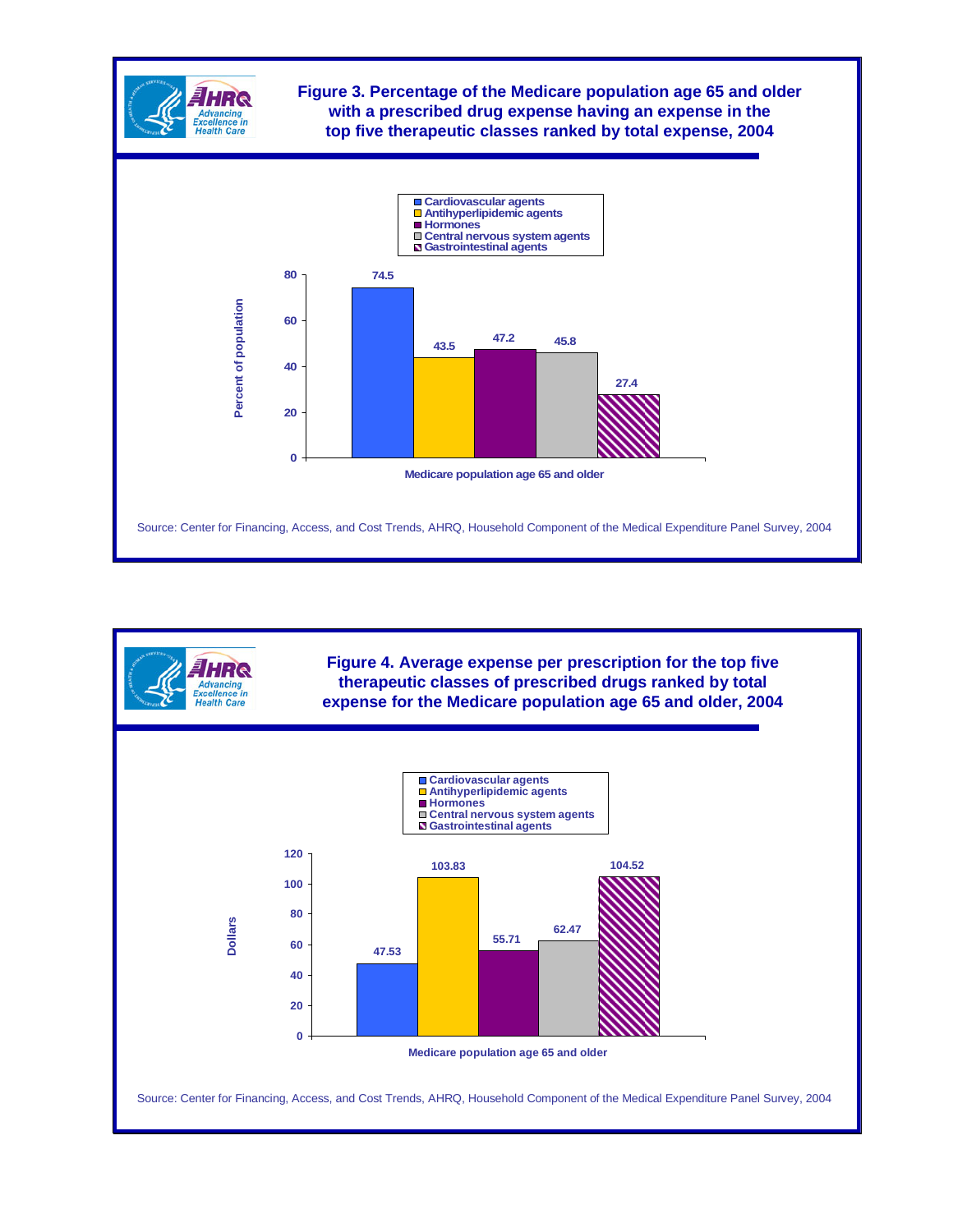## Figure 3. Percentage of the Medicare population age 65 and older with a prescribed drug expense having an expense in the top five therapeutic classes ranked by total expense, 2004

Cardiovascular agents
Antihyperlipidemic agents
Hormones
Central nervous system agents
Gastrointestinal agents

Percent of population

0
20
40
60
80

74.5
43.5
47.2
45.8
27.4

Medicare population age 65 and older

Source: Center for Financing, Access, and Cost Trends, AHRQ, Household Component of the Medical Expenditure Panel Survey, 2004

## Figure 4. Average expense per prescription for the top five therapeutic classes of prescribed drugs ranked by total expense for the Medicare population age 65 and older, 2004

Cardiovascular agents
Antihyperlipidemic agents
Hormones
Central nervous system agents
Gastrointestinal agents

Dollars

0
20
40
60
80
100
120

47.53
103.83
55.71
62.47
104.52

Medicare population age 65 and older

Source: Center for Financing, Access, and Cost Trends, AHRQ, Household Component of the Medical Expenditure Panel Survey, 2004